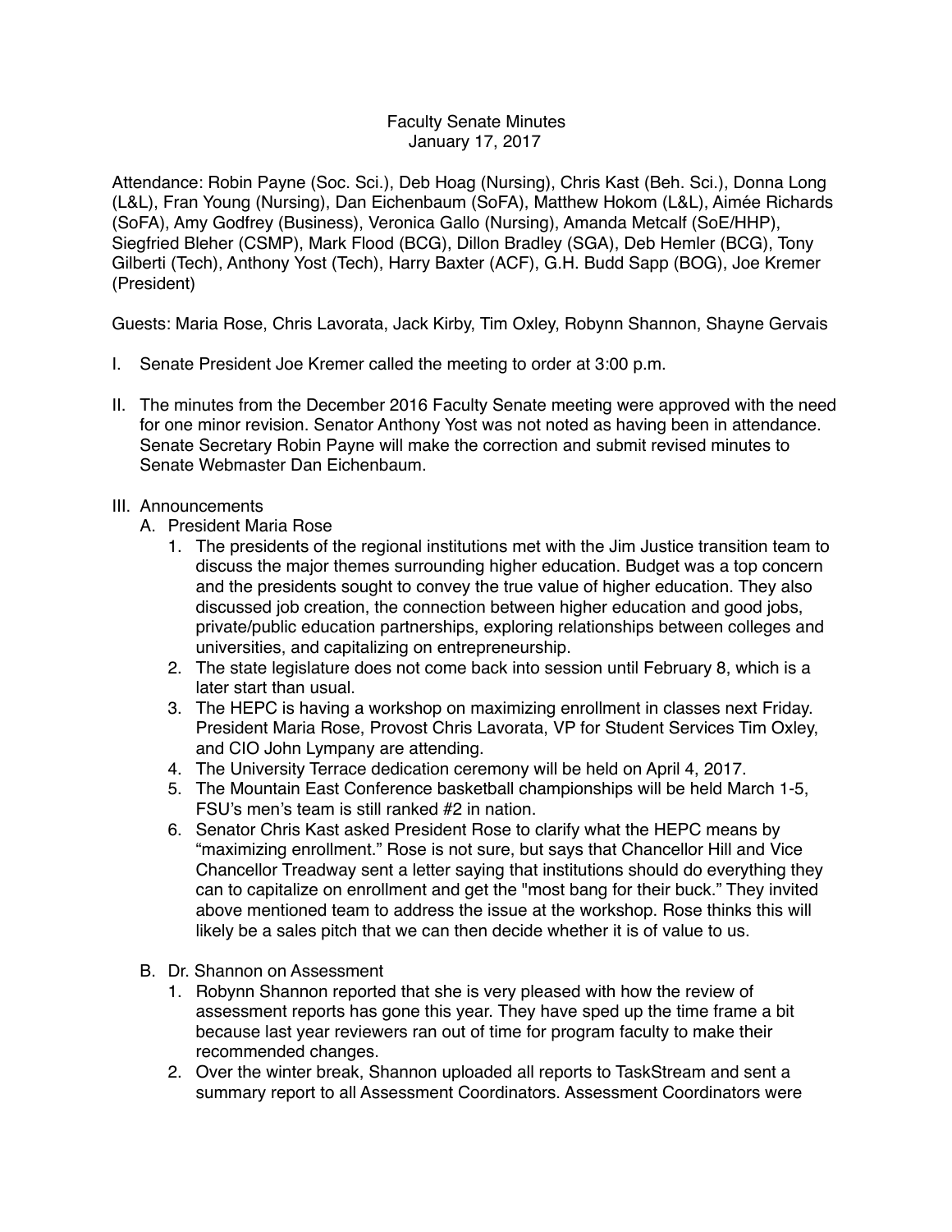# Faculty Senate Minutes
January 17, 2017

Attendance: Robin Payne (Soc. Sci.), Deb Hoag (Nursing), Chris Kast (Beh. Sci.), Donna Long (L&L), Fran Young (Nursing), Dan Eichenbaum (SoFA), Matthew Hokom (L&L), Aimée Richards (SoFA), Amy Godfrey (Business), Veronica Gallo (Nursing), Amanda Metcalf (SoE/HHP), Siegfried Bleher (CSMP), Mark Flood (BCG), Dillon Bradley (SGA), Deb Hemler (BCG), Tony Gilberti (Tech), Anthony Yost (Tech), Harry Baxter (ACF), G.H. Budd Sapp (BOG), Joe Kremer (President)

Guests: Maria Rose, Chris Lavorata, Jack Kirby, Tim Oxley, Robynn Shannon, Shayne Gervais

I. Senate President Joe Kremer called the meeting to order at 3:00 p.m.

II. The minutes from the December 2016 Faculty Senate meeting were approved with the need for one minor revision. Senator Anthony Yost was not noted as having been in attendance. Senate Secretary Robin Payne will make the correction and submit revised minutes to Senate Webmaster Dan Eichenbaum.

III. Announcements

   A. President Maria Rose

      1. The presidents of the regional institutions met with the Jim Justice transition team to discuss the major themes surrounding higher education. Budget was a top concern and the presidents sought to convey the true value of higher education. They also discussed job creation, the connection between higher education and good jobs, private/public education partnerships, exploring relationships between colleges and universities, and capitalizing on entrepreneurship.
      2. The state legislature does not come back into session until February 8, which is a later start than usual.
      3. The HEPC is having a workshop on maximizing enrollment in classes next Friday. President Maria Rose, Provost Chris Lavorata, VP for Student Services Tim Oxley, and CIO John Lympany are attending.
      4. The University Terrace dedication ceremony will be held on April 4, 2017.
      5. The Mountain East Conference basketball championships will be held March 1-5, FSU's men's team is still ranked #2 in nation.
      6. Senator Chris Kast asked President Rose to clarify what the HEPC means by "maximizing enrollment." Rose is not sure, but says that Chancellor Hill and Vice Chancellor Treadway sent a letter saying that institutions should do everything they can to capitalize on enrollment and get the "most bang for their buck." They invited above mentioned team to address the issue at the workshop. Rose thinks this will likely be a sales pitch that we can then decide whether it is of value to us.

   B. Dr. Shannon on Assessment

      1. Robynn Shannon reported that she is very pleased with how the review of assessment reports has gone this year. They have sped up the time frame a bit because last year reviewers ran out of time for program faculty to make their recommended changes.
      2. Over the winter break, Shannon uploaded all reports to TaskStream and sent a summary report to all Assessment Coordinators. Assessment Coordinators were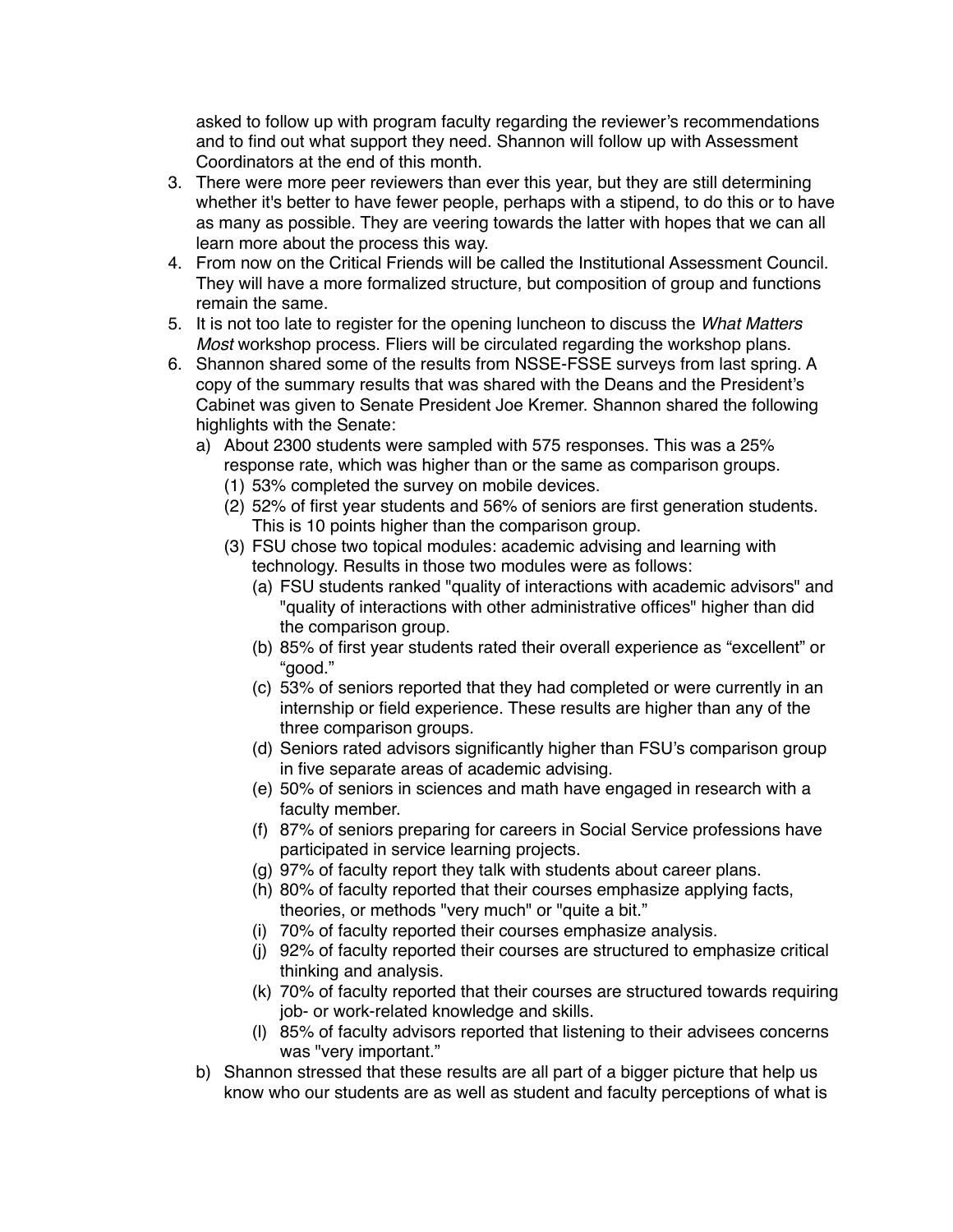asked to follow up with program faculty regarding the reviewer's recommendations and to find out what support they need. Shannon will follow up with Assessment Coordinators at the end of this month.

3. There were more peer reviewers than ever this year, but they are still determining whether it's better to have fewer people, perhaps with a stipend, to do this or to have as many as possible. They are veering towards the latter with hopes that we can all learn more about the process this way.
4. From now on the Critical Friends will be called the Institutional Assessment Council. They will have a more formalized structure, but composition of group and functions remain the same.
5. It is not too late to register for the opening luncheon to discuss the *What Matters Most* workshop process. Fliers will be circulated regarding the workshop plans.
6. Shannon shared some of the results from NSSE-FSSE surveys from last spring. A copy of the summary results that was shared with the Deans and the President's Cabinet was given to Senate President Joe Kremer. Shannon shared the following highlights with the Senate:
   a) About 2300 students were sampled with 575 responses. This was a 25% response rate, which was higher than or the same as comparison groups.
      (1) 53% completed the survey on mobile devices.
      (2) 52% of first year students and 56% of seniors are first generation students. This is 10 points higher than the comparison group.
      (3) FSU chose two topical modules: academic advising and learning with technology. Results in those two modules were as follows:
         (a) FSU students ranked "quality of interactions with academic advisors" and "quality of interactions with other administrative offices" higher than did the comparison group.
         (b) 85% of first year students rated their overall experience as "excellent" or "good."
         (c) 53% of seniors reported that they had completed or were currently in an internship or field experience. These results are higher than any of the three comparison groups.
         (d) Seniors rated advisors significantly higher than FSU's comparison group in five separate areas of academic advising.
         (e) 50% of seniors in sciences and math have engaged in research with a faculty member.
         (f) 87% of seniors preparing for careers in Social Service professions have participated in service learning projects.
         (g) 97% of faculty report they talk with students about career plans.
         (h) 80% of faculty reported that their courses emphasize applying facts, theories, or methods "very much" or "quite a bit."
         (i) 70% of faculty reported their courses emphasize analysis.
         (j) 92% of faculty reported their courses are structured to emphasize critical thinking and analysis.
         (k) 70% of faculty reported that their courses are structured towards requiring job- or work-related knowledge and skills.
         (l) 85% of faculty advisors reported that listening to their advisees concerns was "very important."
   b) Shannon stressed that these results are all part of a bigger picture that help us know who our students are as well as student and faculty perceptions of what is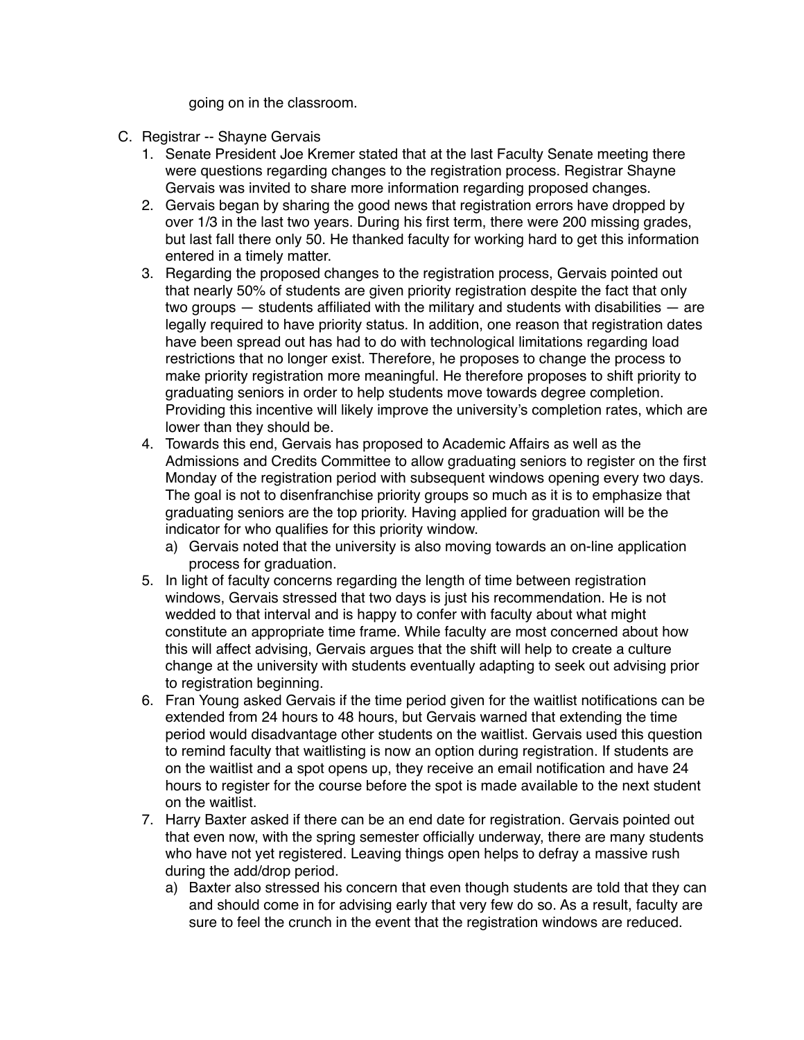going on in the classroom.

C. Registrar -- Shayne Gervais

1. Senate President Joe Kremer stated that at the last Faculty Senate meeting there were questions regarding changes to the registration process. Registrar Shayne Gervais was invited to share more information regarding proposed changes.
2. Gervais began by sharing the good news that registration errors have dropped by over 1/3 in the last two years. During his first term, there were 200 missing grades, but last fall there only 50. He thanked faculty for working hard to get this information entered in a timely matter.
3. Regarding the proposed changes to the registration process, Gervais pointed out that nearly 50% of students are given priority registration despite the fact that only two groups — students affiliated with the military and students with disabilities — are legally required to have priority status. In addition, one reason that registration dates have been spread out has had to do with technological limitations regarding load restrictions that no longer exist. Therefore, he proposes to change the process to make priority registration more meaningful. He therefore proposes to shift priority to graduating seniors in order to help students move towards degree completion. Providing this incentive will likely improve the university's completion rates, which are lower than they should be.
4. Towards this end, Gervais has proposed to Academic Affairs as well as the Admissions and Credits Committee to allow graduating seniors to register on the first Monday of the registration period with subsequent windows opening every two days. The goal is not to disenfranchise priority groups so much as it is to emphasize that graduating seniors are the top priority. Having applied for graduation will be the indicator for who qualifies for this priority window.
   a) Gervais noted that the university is also moving towards an on-line application process for graduation.
5. In light of faculty concerns regarding the length of time between registration windows, Gervais stressed that two days is just his recommendation. He is not wedded to that interval and is happy to confer with faculty about what might constitute an appropriate time frame. While faculty are most concerned about how this will affect advising, Gervais argues that the shift will help to create a culture change at the university with students eventually adapting to seek out advising prior to registration beginning.
6. Fran Young asked Gervais if the time period given for the waitlist notifications can be extended from 24 hours to 48 hours, but Gervais warned that extending the time period would disadvantage other students on the waitlist. Gervais used this question to remind faculty that waitlisting is now an option during registration. If students are on the waitlist and a spot opens up, they receive an email notification and have 24 hours to register for the course before the spot is made available to the next student on the waitlist.
7. Harry Baxter asked if there can be an end date for registration. Gervais pointed out that even now, with the spring semester officially underway, there are many students who have not yet registered. Leaving things open helps to defray a massive rush during the add/drop period.
   a) Baxter also stressed his concern that even though students are told that they can and should come in for advising early that very few do so. As a result, faculty are sure to feel the crunch in the event that the registration windows are reduced.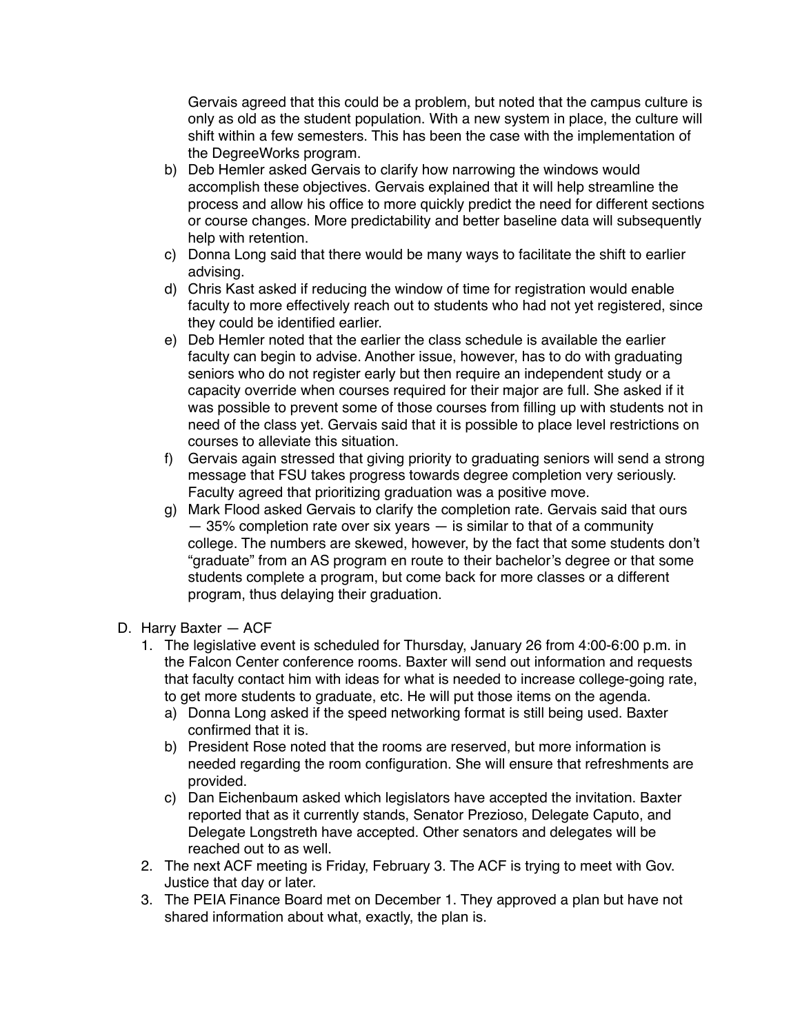Gervais agreed that this could be a problem, but noted that the campus culture is only as old as the student population. With a new system in place, the culture will shift within a few semesters. This has been the case with the implementation of the DegreeWorks program.

b) Deb Hemler asked Gervais to clarify how narrowing the windows would accomplish these objectives. Gervais explained that it will help streamline the process and allow his office to more quickly predict the need for different sections or course changes. More predictability and better baseline data will subsequently help with retention.

c) Donna Long said that there would be many ways to facilitate the shift to earlier advising.

d) Chris Kast asked if reducing the window of time for registration would enable faculty to more effectively reach out to students who had not yet registered, since they could be identified earlier.

e) Deb Hemler noted that the earlier the class schedule is available the earlier faculty can begin to advise. Another issue, however, has to do with graduating seniors who do not register early but then require an independent study or a capacity override when courses required for their major are full. She asked if it was possible to prevent some of those courses from filling up with students not in need of the class yet. Gervais said that it is possible to place level restrictions on courses to alleviate this situation.

f) Gervais again stressed that giving priority to graduating seniors will send a strong message that FSU takes progress towards degree completion very seriously. Faculty agreed that prioritizing graduation was a positive move.

g) Mark Flood asked Gervais to clarify the completion rate. Gervais said that ours — 35% completion rate over six years — is similar to that of a community college. The numbers are skewed, however, by the fact that some students don't "graduate" from an AS program en route to their bachelor's degree or that some students complete a program, but come back for more classes or a different program, thus delaying their graduation.

D. Harry Baxter — ACF

1. The legislative event is scheduled for Thursday, January 26 from 4:00-6:00 p.m. in the Falcon Center conference rooms. Baxter will send out information and requests that faculty contact him with ideas for what is needed to increase college-going rate, to get more students to graduate, etc. He will put those items on the agenda.
   a) Donna Long asked if the speed networking format is still being used. Baxter confirmed that it is.
   b) President Rose noted that the rooms are reserved, but more information is needed regarding the room configuration. She will ensure that refreshments are provided.
   c) Dan Eichenbaum asked which legislators have accepted the invitation. Baxter reported that as it currently stands, Senator Prezioso, Delegate Caputo, and Delegate Longstreth have accepted. Other senators and delegates will be reached out to as well.
2. The next ACF meeting is Friday, February 3. The ACF is trying to meet with Gov. Justice that day or later.
3. The PEIA Finance Board met on December 1. They approved a plan but have not shared information about what, exactly, the plan is.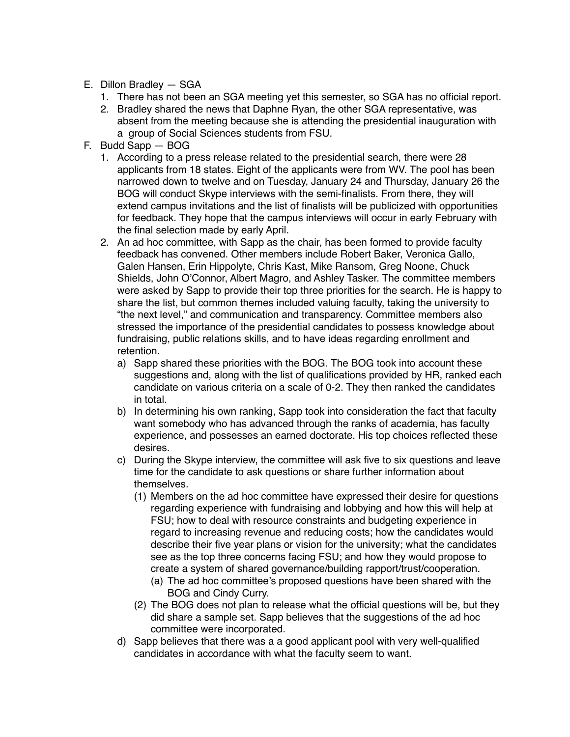E. Dillon Bradley — SGA
   1. There has not been an SGA meeting yet this semester, so SGA has no official report.
   2. Bradley shared the news that Daphne Ryan, the other SGA representative, was absent from the meeting because she is attending the presidential inauguration with a group of Social Sciences students from FSU.

F. Budd Sapp — BOG
   1. According to a press release related to the presidential search, there were 28 applicants from 18 states. Eight of the applicants were from WV. The pool has been narrowed down to twelve and on Tuesday, January 24 and Thursday, January 26 the BOG will conduct Skype interviews with the semi-finalists. From there, they will extend campus invitations and the list of finalists will be publicized with opportunities for feedback. They hope that the campus interviews will occur in early February with the final selection made by early April.
   2. An ad hoc committee, with Sapp as the chair, has been formed to provide faculty feedback has convened. Other members include Robert Baker, Veronica Gallo, Galen Hansen, Erin Hippolyte, Chris Kast, Mike Ransom, Greg Noone, Chuck Shields, John O'Connor, Albert Magro, and Ashley Tasker. The committee members were asked by Sapp to provide their top three priorities for the search. He is happy to share the list, but common themes included valuing faculty, taking the university to "the next level," and communication and transparency. Committee members also stressed the importance of the presidential candidates to possess knowledge about fundraising, public relations skills, and to have ideas regarding enrollment and retention.
      a) Sapp shared these priorities with the BOG. The BOG took into account these suggestions and, along with the list of qualifications provided by HR, ranked each candidate on various criteria on a scale of 0-2. They then ranked the candidates in total.
      b) In determining his own ranking, Sapp took into consideration the fact that faculty want somebody who has advanced through the ranks of academia, has faculty experience, and possesses an earned doctorate. His top choices reflected these desires.
      c) During the Skype interview, the committee will ask five to six questions and leave time for the candidate to ask questions or share further information about themselves.
         (1) Members on the ad hoc committee have expressed their desire for questions regarding experience with fundraising and lobbying and how this will help at FSU; how to deal with resource constraints and budgeting experience in regard to increasing revenue and reducing costs; how the candidates would describe their five year plans or vision for the university; what the candidates see as the top three concerns facing FSU; and how they would propose to create a system of shared governance/building rapport/trust/cooperation.
            (a) The ad hoc committee's proposed questions have been shared with the BOG and Cindy Curry.
         (2) The BOG does not plan to release what the official questions will be, but they did share a sample set. Sapp believes that the suggestions of the ad hoc committee were incorporated.
      d) Sapp believes that there was a a good applicant pool with very well-qualified candidates in accordance with what the faculty seem to want.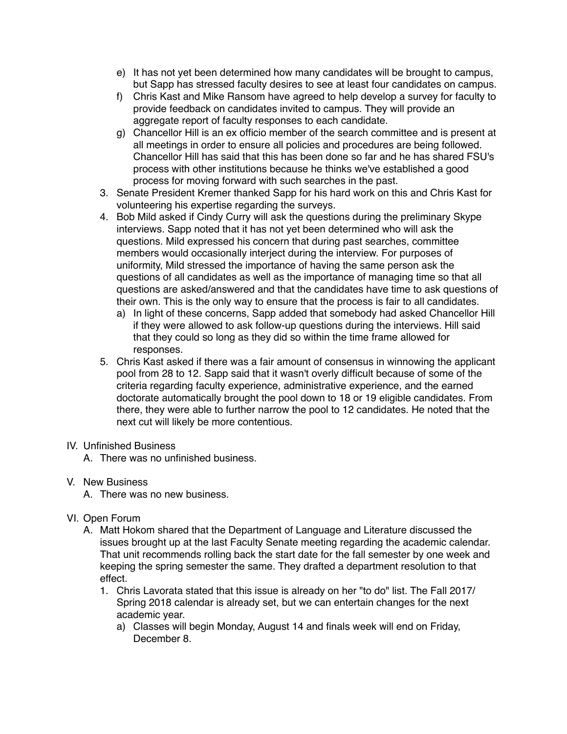e) It has not yet been determined how many candidates will be brought to campus, but Sapp has stressed faculty desires to see at least four candidates on campus.

f) Chris Kast and Mike Ransom have agreed to help develop a survey for faculty to provide feedback on candidates invited to campus. They will provide an aggregate report of faculty responses to each candidate.

g) Chancellor Hill is an ex officio member of the search committee and is present at all meetings in order to ensure all policies and procedures are being followed. Chancellor Hill has said that this has been done so far and he has shared FSU's process with other institutions because he thinks we've established a good process for moving forward with such searches in the past.

3. Senate President Kremer thanked Sapp for his hard work on this and Chris Kast for volunteering his expertise regarding the surveys.

4. Bob Mild asked if Cindy Curry will ask the questions during the preliminary Skype interviews. Sapp noted that it has not yet been determined who will ask the questions. Mild expressed his concern that during past searches, committee members would occasionally interject during the interview. For purposes of uniformity, Mild stressed the importance of having the same person ask the questions of all candidates as well as the importance of managing time so that all questions are asked/answered and that the candidates have time to ask questions of their own. This is the only way to ensure that the process is fair to all candidates.
   a) In light of these concerns, Sapp added that somebody had asked Chancellor Hill if they were allowed to ask follow-up questions during the interviews. Hill said that they could so long as they did so within the time frame allowed for responses.

5. Chris Kast asked if there was a fair amount of consensus in winnowing the applicant pool from 28 to 12. Sapp said that it wasn't overly difficult because of some of the criteria regarding faculty experience, administrative experience, and the earned doctorate automatically brought the pool down to 18 or 19 eligible candidates. From there, they were able to further narrow the pool to 12 candidates. He noted that the next cut will likely be more contentious.

IV. Unfinished Business
   A. There was no unfinished business.

V. New Business
   A. There was no new business.

VI. Open Forum
   A. Matt Hokom shared that the Department of Language and Literature discussed the issues brought up at the last Faculty Senate meeting regarding the academic calendar. That unit recommends rolling back the start date for the fall semester by one week and keeping the spring semester the same. They drafted a department resolution to that effect.
      1. Chris Lavorata stated that this issue is already on her "to do" list. The Fall 2017/ Spring 2018 calendar is already set, but we can entertain changes for the next academic year.
         a) Classes will begin Monday, August 14 and finals week will end on Friday, December 8.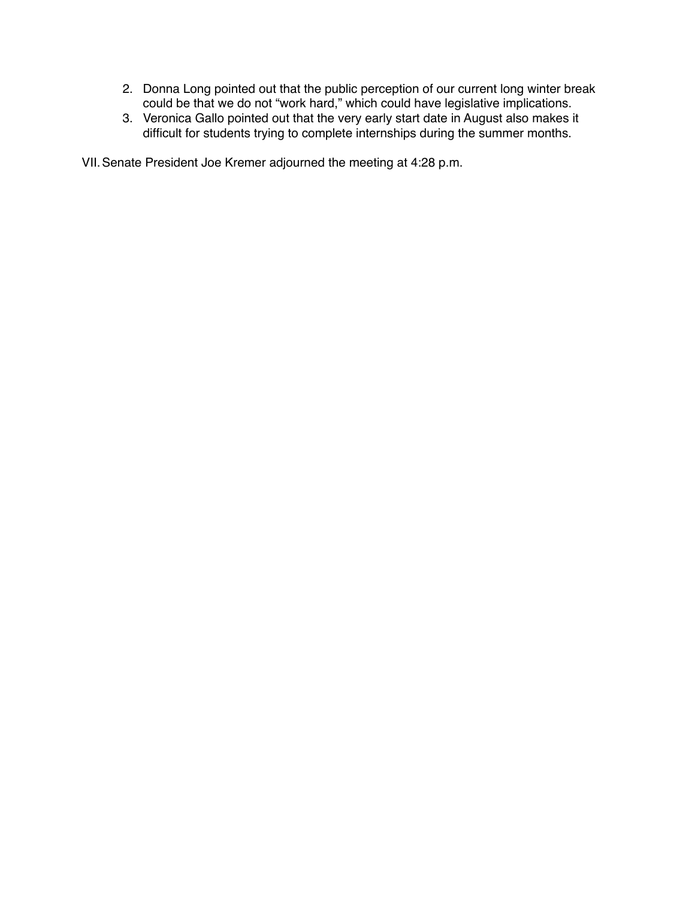2. Donna Long pointed out that the public perception of our current long winter break could be that we do not “work hard,” which could have legislative implications.
3. Veronica Gallo pointed out that the very early start date in August also makes it difficult for students trying to complete internships during the summer months.

VII. Senate President Joe Kremer adjourned the meeting at 4:28 p.m.